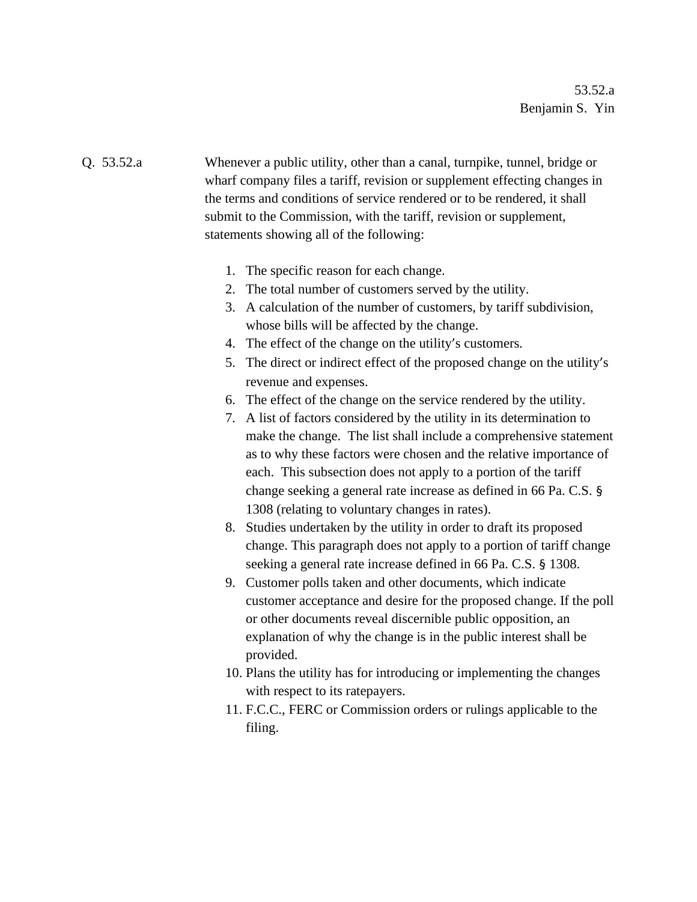53.52.a
Benjamin S. Yin

Q. 53.52.a

Whenever a public utility, other than a canal, turnpike, tunnel, bridge or wharf company files a tariff, revision or supplement effecting changes in the terms and conditions of service rendered or to be rendered, it shall submit to the Commission, with the tariff, revision or supplement, statements showing all of the following:

1. The specific reason for each change.
2. The total number of customers served by the utility.
3. A calculation of the number of customers, by tariff subdivision, whose bills will be affected by the change.
4. The effect of the change on the utility's customers.
5. The direct or indirect effect of the proposed change on the utility's revenue and expenses.
6. The effect of the change on the service rendered by the utility.
7. A list of factors considered by the utility in its determination to make the change. The list shall include a comprehensive statement as to why these factors were chosen and the relative importance of each. This subsection does not apply to a portion of the tariff change seeking a general rate increase as defined in 66 Pa. C.S. § 1308 (relating to voluntary changes in rates).
8. Studies undertaken by the utility in order to draft its proposed change. This paragraph does not apply to a portion of tariff change seeking a general rate increase defined in 66 Pa. C.S. § 1308.
9. Customer polls taken and other documents, which indicate customer acceptance and desire for the proposed change. If the poll or other documents reveal discernible public opposition, an explanation of why the change is in the public interest shall be provided.
10. Plans the utility has for introducing or implementing the changes with respect to its ratepayers.
11. F.C.C., FERC or Commission orders or rulings applicable to the filing.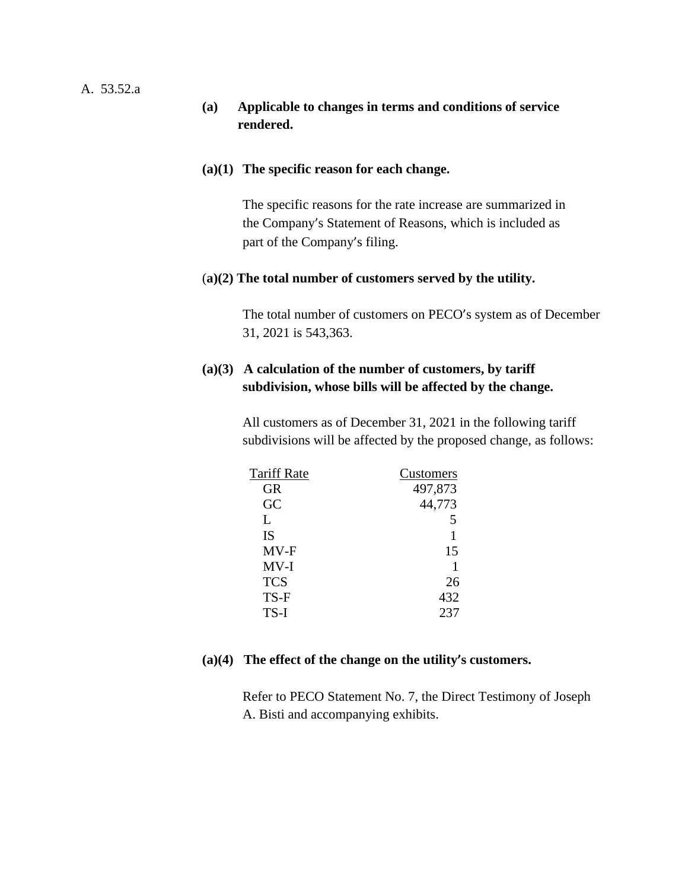A. 53.52.a

**(a) Applicable to changes in terms and conditions of service rendered.**

**(a)(1) The specific reason for each change.**

The specific reasons for the rate increase are summarized in the Company's Statement of Reasons, which is included as part of the Company's filing.

**(a)(2) The total number of customers served by the utility.**

The total number of customers on PECO's system as of December 31, 2021 is 543,363.

**(a)(3) A calculation of the number of customers, by tariff subdivision, whose bills will be affected by the change.**

All customers as of December 31, 2021 in the following tariff subdivisions will be affected by the proposed change, as follows:

| Tariff Rate | Customers |
|---|---:|
| GR | 497,873 |
| GC | 44,773 |
| L | 5 |
| IS | 1 |
| MV-F | 15 |
| MV-I | 1 |
| TCS | 26 |
| TS-F | 432 |
| TS-I | 237 |

**(a)(4) The effect of the change on the utility's customers.**

Refer to PECO Statement No. 7, the Direct Testimony of Joseph A. Bisti and accompanying exhibits.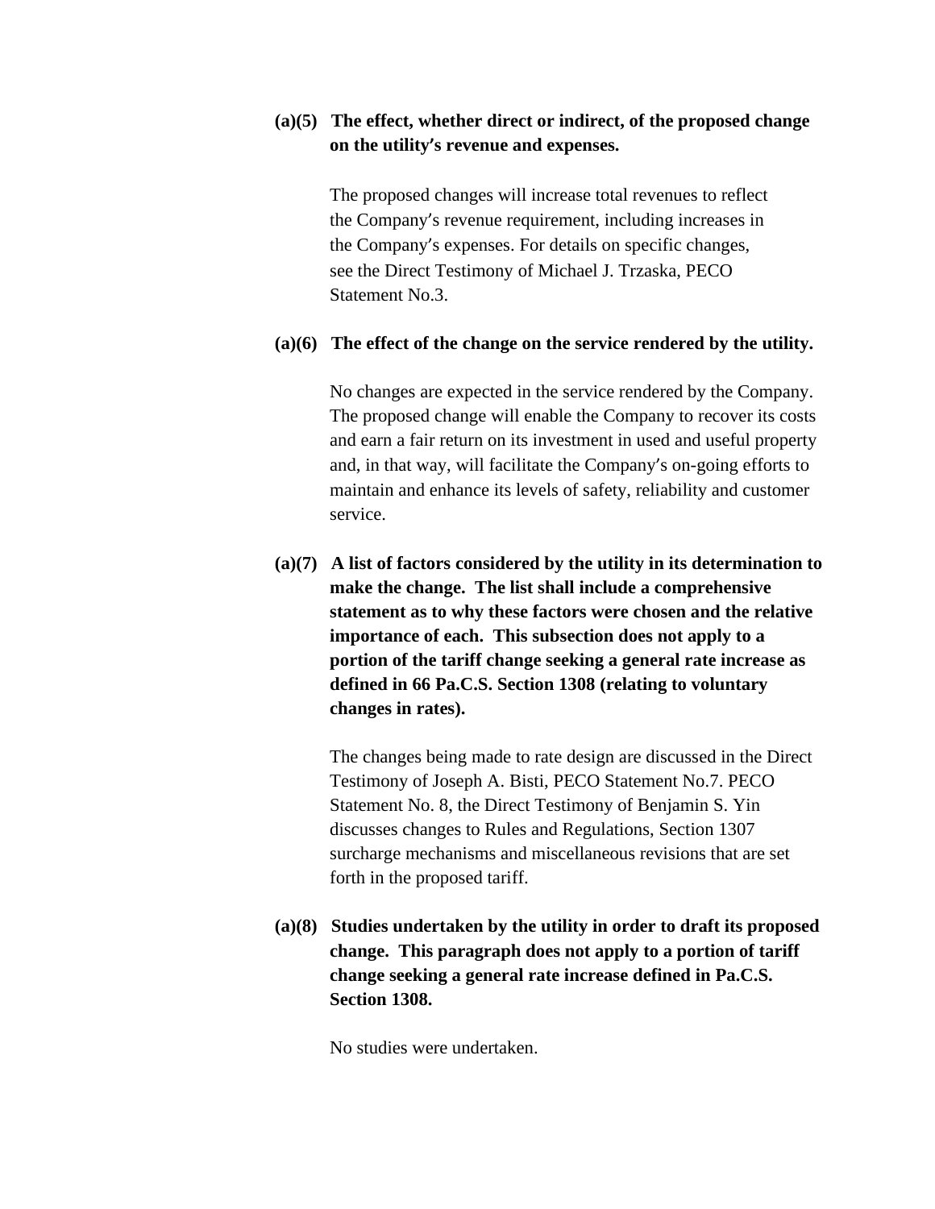**(a)(5) The effect, whether direct or indirect, of the proposed change on the utility's revenue and expenses.**

The proposed changes will increase total revenues to reflect the Company's revenue requirement, including increases in the Company's expenses. For details on specific changes, see the Direct Testimony of Michael J. Trzaska, PECO Statement No.3.

**(a)(6) The effect of the change on the service rendered by the utility.**

No changes are expected in the service rendered by the Company. The proposed change will enable the Company to recover its costs and earn a fair return on its investment in used and useful property and, in that way, will facilitate the Company's on-going efforts to maintain and enhance its levels of safety, reliability and customer service.

**(a)(7) A list of factors considered by the utility in its determination to make the change. The list shall include a comprehensive statement as to why these factors were chosen and the relative importance of each. This subsection does not apply to a portion of the tariff change seeking a general rate increase as defined in 66 Pa.C.S. Section 1308 (relating to voluntary changes in rates).**

The changes being made to rate design are discussed in the Direct Testimony of Joseph A. Bisti, PECO Statement No.7. PECO Statement No. 8, the Direct Testimony of Benjamin S. Yin discusses changes to Rules and Regulations, Section 1307 surcharge mechanisms and miscellaneous revisions that are set forth in the proposed tariff.

**(a)(8) Studies undertaken by the utility in order to draft its proposed change. This paragraph does not apply to a portion of tariff change seeking a general rate increase defined in Pa.C.S. Section 1308.**

No studies were undertaken.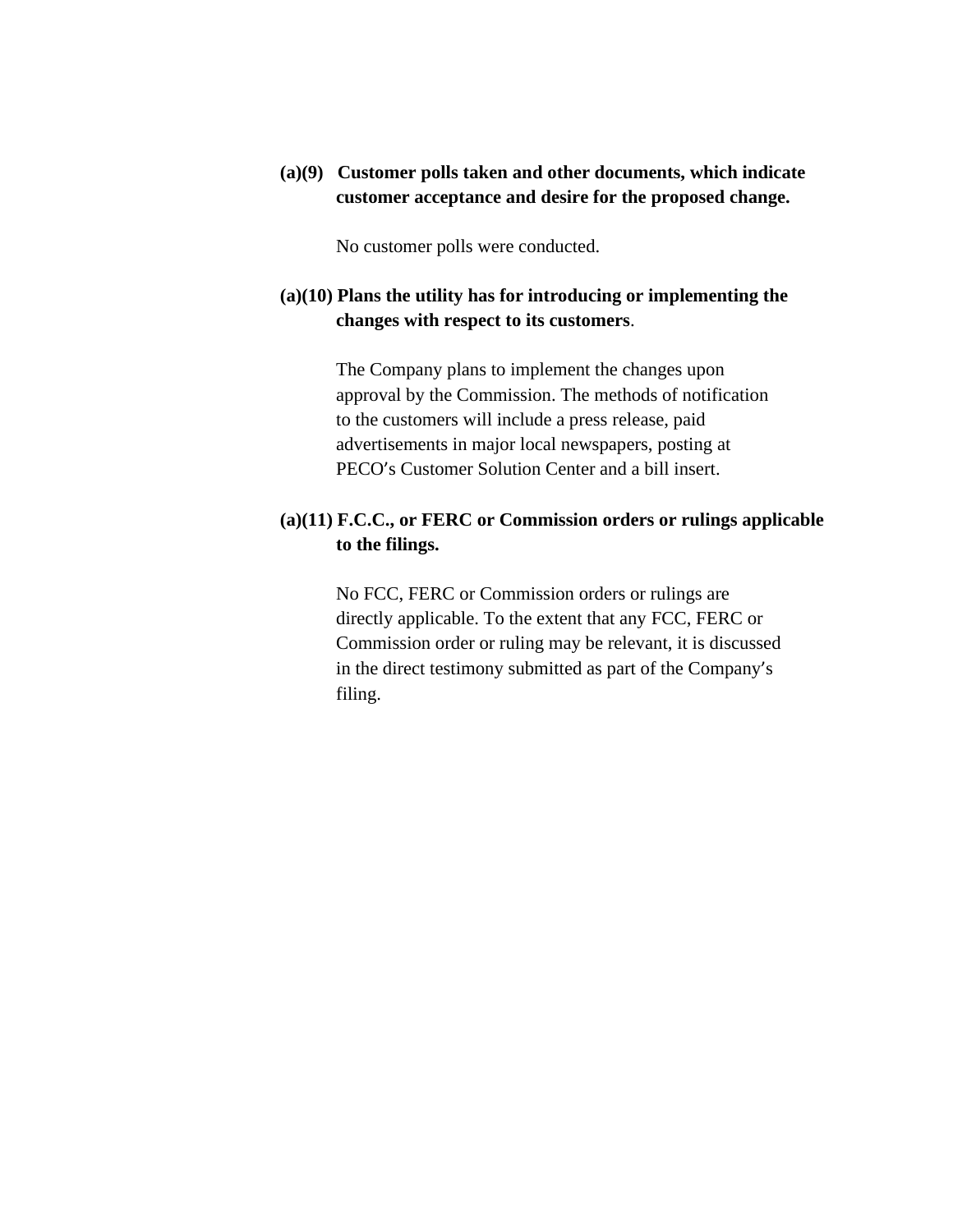**(a)(9) Customer polls taken and other documents, which indicate customer acceptance and desire for the proposed change.**

No customer polls were conducted.

**(a)(10) Plans the utility has for introducing or implementing the changes with respect to its customers**.

The Company plans to implement the changes upon approval by the Commission. The methods of notification to the customers will include a press release, paid advertisements in major local newspapers, posting at PECO's Customer Solution Center and a bill insert.

**(a)(11) F.C.C., or FERC or Commission orders or rulings applicable to the filings.**

No FCC, FERC or Commission orders or rulings are directly applicable. To the extent that any FCC, FERC or Commission order or ruling may be relevant, it is discussed in the direct testimony submitted as part of the Company's filing.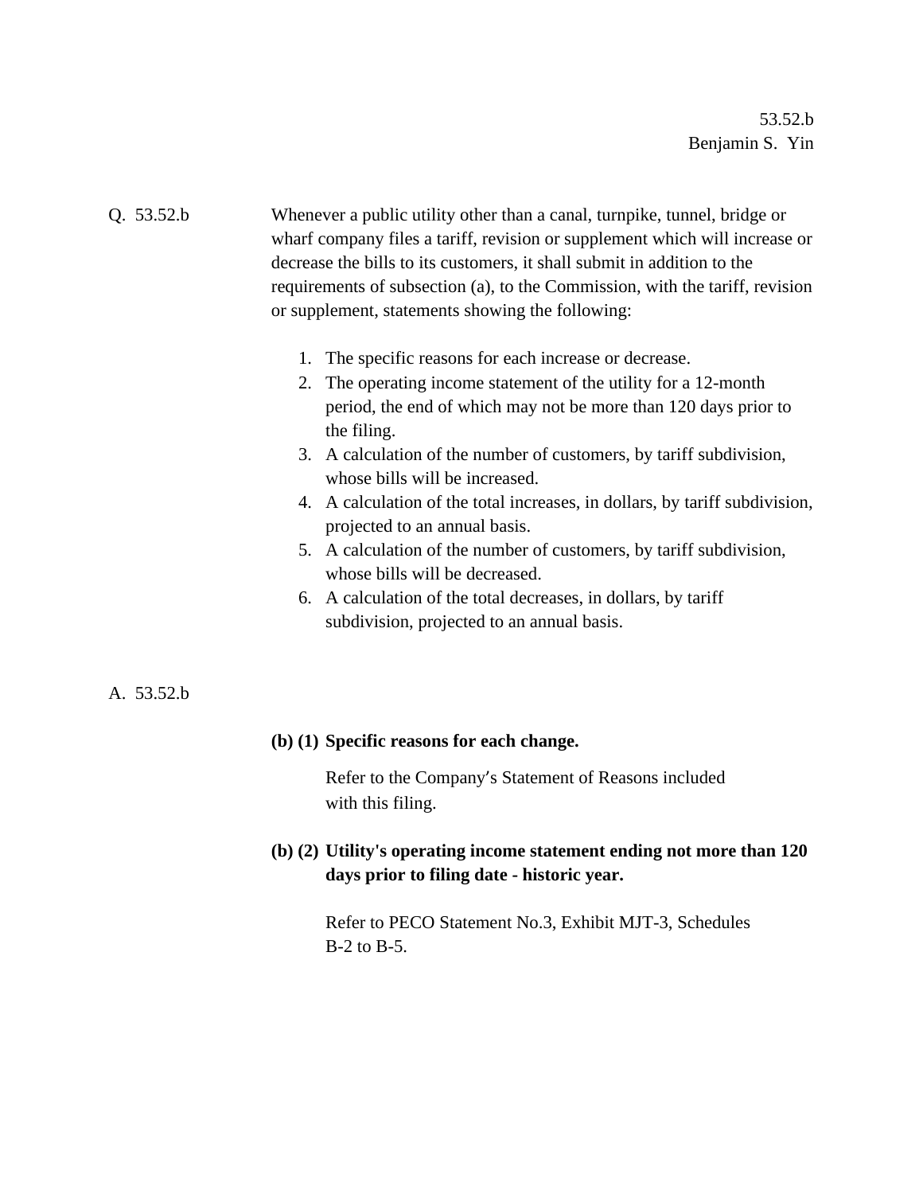53.52.b
Benjamin S. Yin

Q. 53.52.b

Whenever a public utility other than a canal, turnpike, tunnel, bridge or wharf company files a tariff, revision or supplement which will increase or decrease the bills to its customers, it shall submit in addition to the requirements of subsection (a), to the Commission, with the tariff, revision or supplement, statements showing the following:

1. The specific reasons for each increase or decrease.
2. The operating income statement of the utility for a 12-month period, the end of which may not be more than 120 days prior to the filing.
3. A calculation of the number of customers, by tariff subdivision, whose bills will be increased.
4. A calculation of the total increases, in dollars, by tariff subdivision, projected to an annual basis.
5. A calculation of the number of customers, by tariff subdivision, whose bills will be decreased.
6. A calculation of the total decreases, in dollars, by tariff subdivision, projected to an annual basis.

A. 53.52.b

**(b) (1) Specific reasons for each change.**

Refer to the Company's Statement of Reasons included with this filing.

**(b) (2) Utility's operating income statement ending not more than 120 days prior to filing date - historic year.**

Refer to PECO Statement No.3, Exhibit MJT-3, Schedules B-2 to B-5.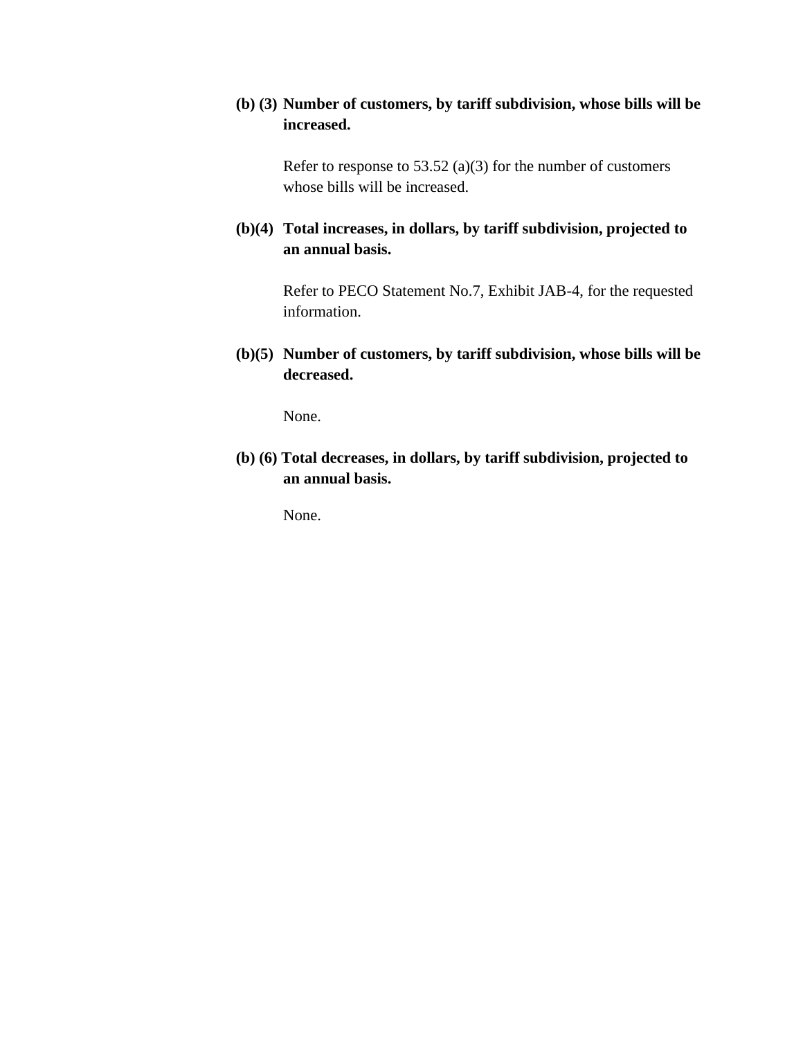**(b) (3) Number of customers, by tariff subdivision, whose bills will be increased.**

Refer to response to 53.52 (a)(3) for the number of customers whose bills will be increased.

**(b)(4) Total increases, in dollars, by tariff subdivision, projected to an annual basis.**

Refer to PECO Statement No.7, Exhibit JAB-4, for the requested information.

**(b)(5) Number of customers, by tariff subdivision, whose bills will be decreased.**

None.

**(b) (6) Total decreases, in dollars, by tariff subdivision, projected to an annual basis.**

None.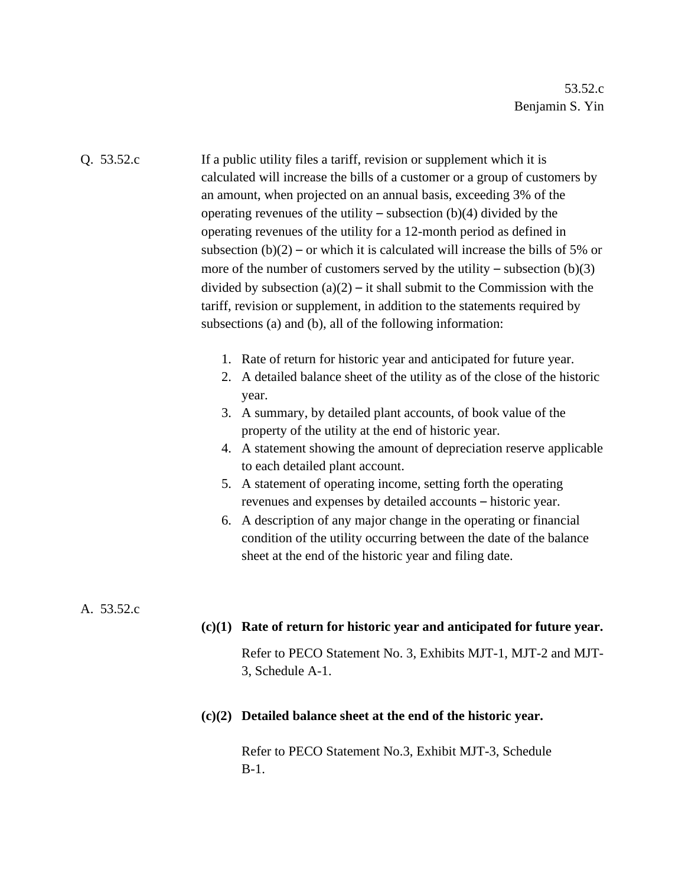53.52.c
Benjamin S. Yin

Q. 53.52.c

If a public utility files a tariff, revision or supplement which it is calculated will increase the bills of a customer or a group of customers by an amount, when projected on an annual basis, exceeding 3% of the operating revenues of the utility – subsection (b)(4) divided by the operating revenues of the utility for a 12-month period as defined in subsection (b)(2) – or which it is calculated will increase the bills of 5% or more of the number of customers served by the utility – subsection (b)(3) divided by subsection (a)(2) – it shall submit to the Commission with the tariff, revision or supplement, in addition to the statements required by subsections (a) and (b), all of the following information:

1. Rate of return for historic year and anticipated for future year.
2. A detailed balance sheet of the utility as of the close of the historic year.
3. A summary, by detailed plant accounts, of book value of the property of the utility at the end of historic year.
4. A statement showing the amount of depreciation reserve applicable to each detailed plant account.
5. A statement of operating income, setting forth the operating revenues and expenses by detailed accounts – historic year.
6. A description of any major change in the operating or financial condition of the utility occurring between the date of the balance sheet at the end of the historic year and filing date.

A. 53.52.c

**(c)(1) Rate of return for historic year and anticipated for future year.**

Refer to PECO Statement No. 3, Exhibits MJT-1, MJT-2 and MJT-3, Schedule A-1.

**(c)(2) Detailed balance sheet at the end of the historic year.**

Refer to PECO Statement No.3, Exhibit MJT-3, Schedule B-1.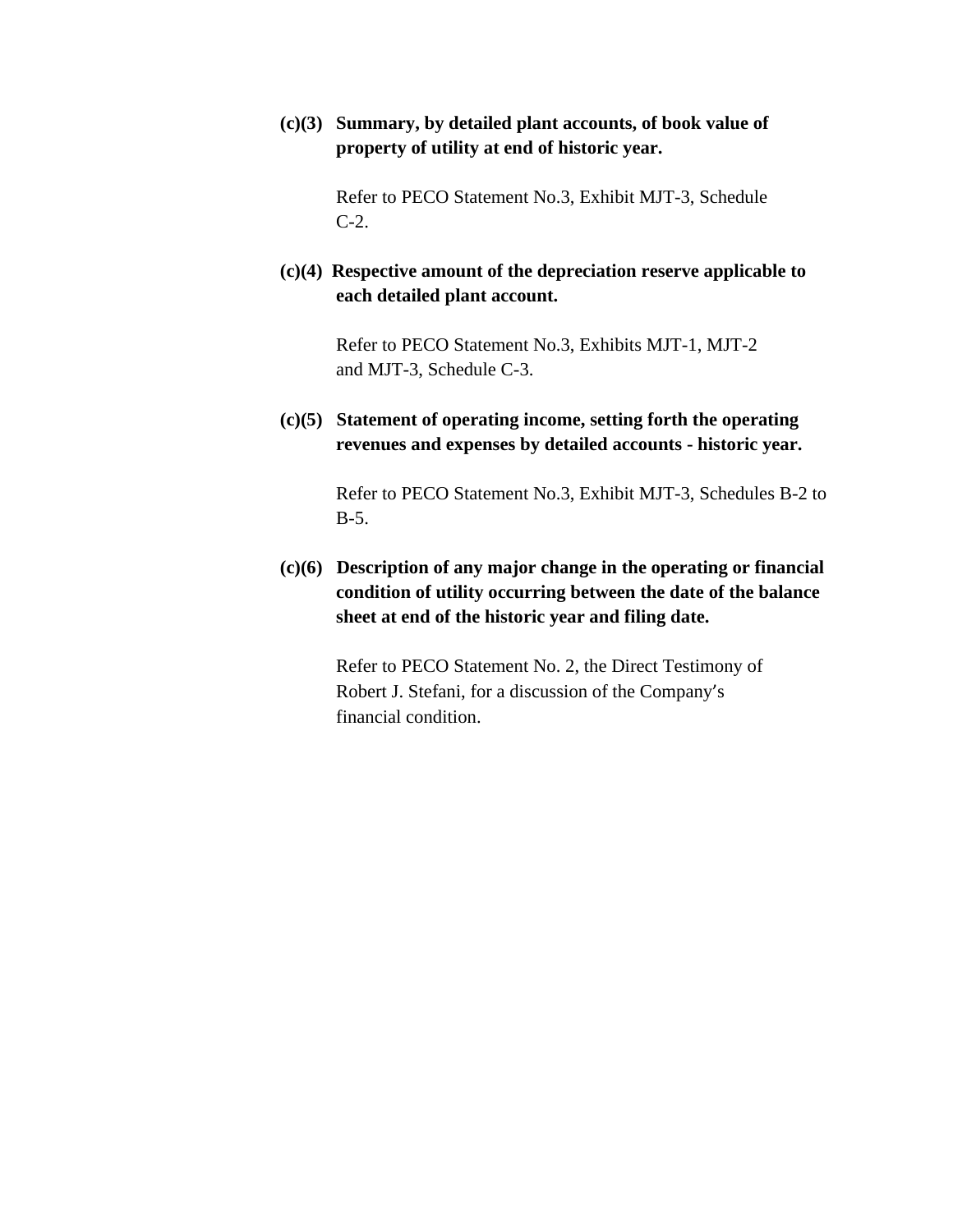**(c)(3) Summary, by detailed plant accounts, of book value of property of utility at end of historic year.**

Refer to PECO Statement No.3, Exhibit MJT-3, Schedule C-2.

**(c)(4) Respective amount of the depreciation reserve applicable to each detailed plant account.**

Refer to PECO Statement No.3, Exhibits MJT-1, MJT-2 and MJT-3, Schedule C-3.

**(c)(5) Statement of operating income, setting forth the operating revenues and expenses by detailed accounts - historic year.**

Refer to PECO Statement No.3, Exhibit MJT-3, Schedules B-2 to B-5.

**(c)(6) Description of any major change in the operating or financial condition of utility occurring between the date of the balance sheet at end of the historic year and filing date.**

Refer to PECO Statement No. 2, the Direct Testimony of Robert J. Stefani, for a discussion of the Company's financial condition.